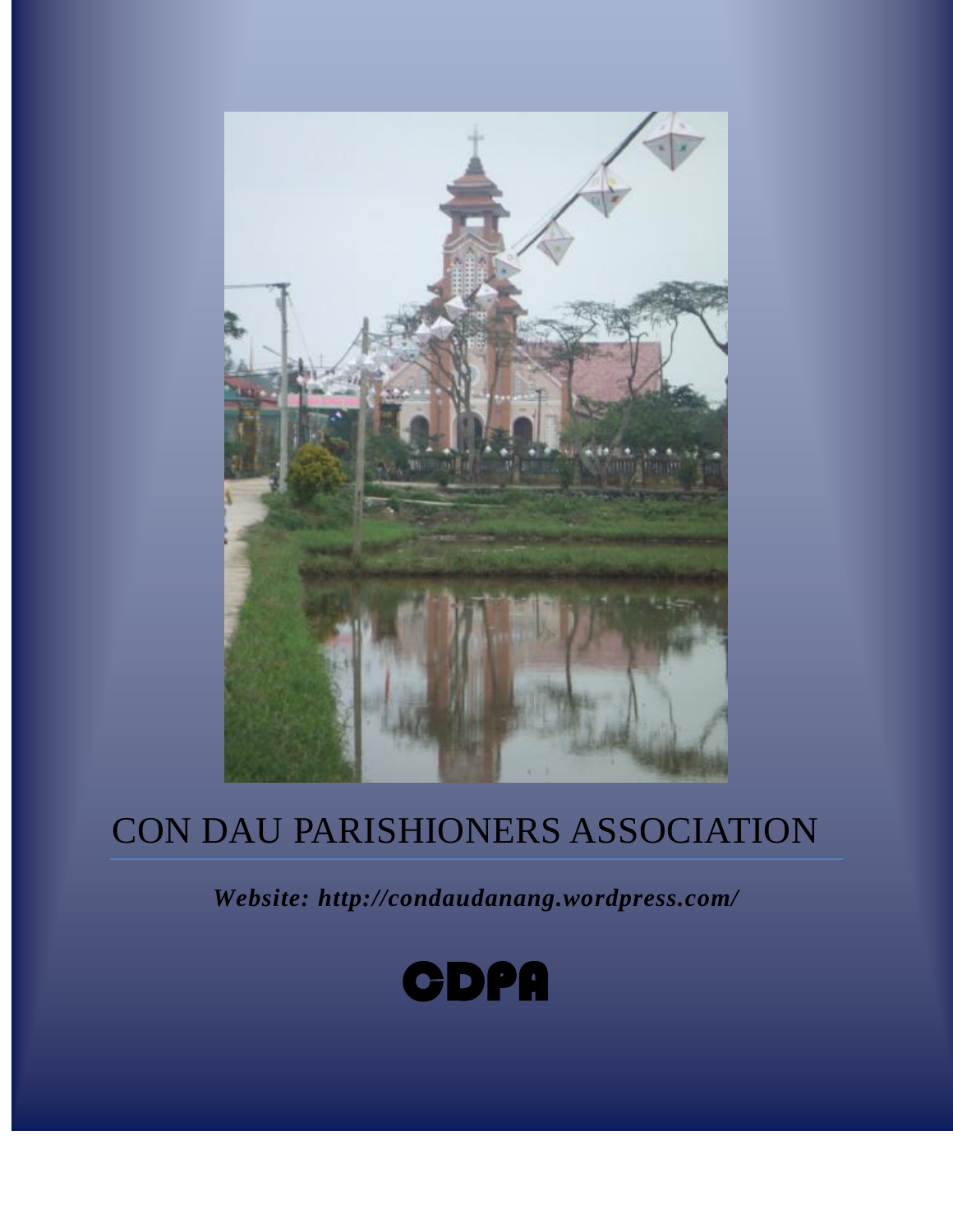# CON DAU PARISHIONERS ASSOCIATION

***Website: http://condaudanang.wordpress.com/***

**CDPA**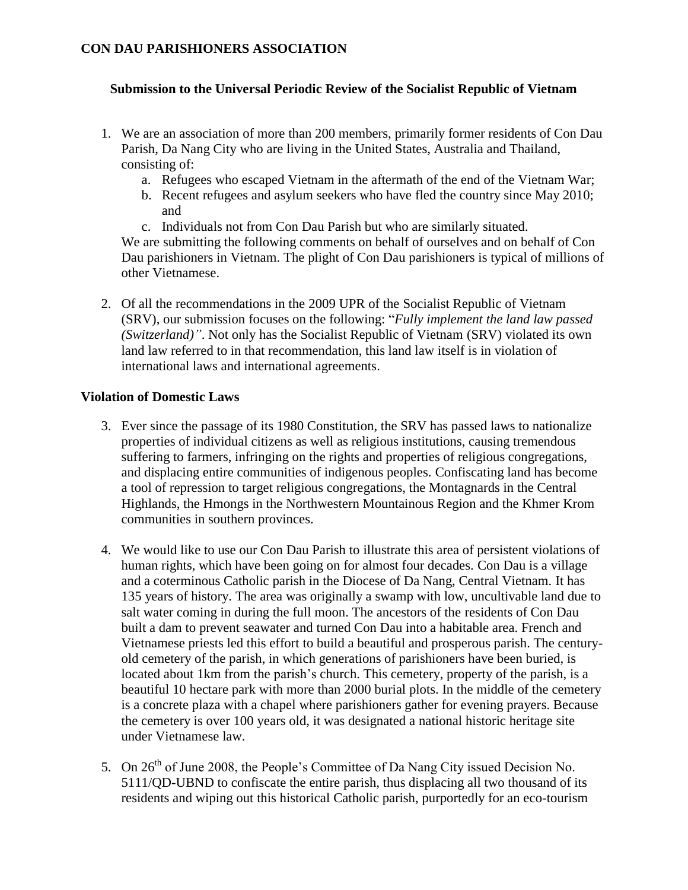**CON DAU PARISHIONERS ASSOCIATION**

**Submission to the Universal Periodic Review of the Socialist Republic of Vietnam**

1. We are an association of more than 200 members, primarily former residents of Con Dau Parish, Da Nang City who are living in the United States, Australia and Thailand, consisting of:
   a. Refugees who escaped Vietnam in the aftermath of the end of the Vietnam War;
   b. Recent refugees and asylum seekers who have fled the country since May 2010; and
   c. Individuals not from Con Dau Parish but who are similarly situated.

   We are submitting the following comments on behalf of ourselves and on behalf of Con Dau parishioners in Vietnam. The plight of Con Dau parishioners is typical of millions of other Vietnamese.

2. Of all the recommendations in the 2009 UPR of the Socialist Republic of Vietnam (SRV), our submission focuses on the following: "*Fully implement the land law passed (Switzerland)"*. Not only has the Socialist Republic of Vietnam (SRV) violated its own land law referred to in that recommendation, this land law itself is in violation of international laws and international agreements.

**Violation of Domestic Laws**

3. Ever since the passage of its 1980 Constitution, the SRV has passed laws to nationalize properties of individual citizens as well as religious institutions, causing tremendous suffering to farmers, infringing on the rights and properties of religious congregations, and displacing entire communities of indigenous peoples. Confiscating land has become a tool of repression to target religious congregations, the Montagnards in the Central Highlands, the Hmongs in the Northwestern Mountainous Region and the Khmer Krom communities in southern provinces.

4. We would like to use our Con Dau Parish to illustrate this area of persistent violations of human rights, which have been going on for almost four decades. Con Dau is a village and a coterminous Catholic parish in the Diocese of Da Nang, Central Vietnam. It has 135 years of history. The area was originally a swamp with low, uncultivable land due to salt water coming in during the full moon. The ancestors of the residents of Con Dau built a dam to prevent seawater and turned Con Dau into a habitable area. French and Vietnamese priests led this effort to build a beautiful and prosperous parish. The century-old cemetery of the parish, in which generations of parishioners have been buried, is located about 1km from the parish's church. This cemetery, property of the parish, is a beautiful 10 hectare park with more than 2000 burial plots. In the middle of the cemetery is a concrete plaza with a chapel where parishioners gather for evening prayers. Because the cemetery is over 100 years old, it was designated a national historic heritage site under Vietnamese law.

5. On 26th of June 2008, the People's Committee of Da Nang City issued Decision No. 5111/QD-UBND to confiscate the entire parish, thus displacing all two thousand of its residents and wiping out this historical Catholic parish, purportedly for an eco-tourism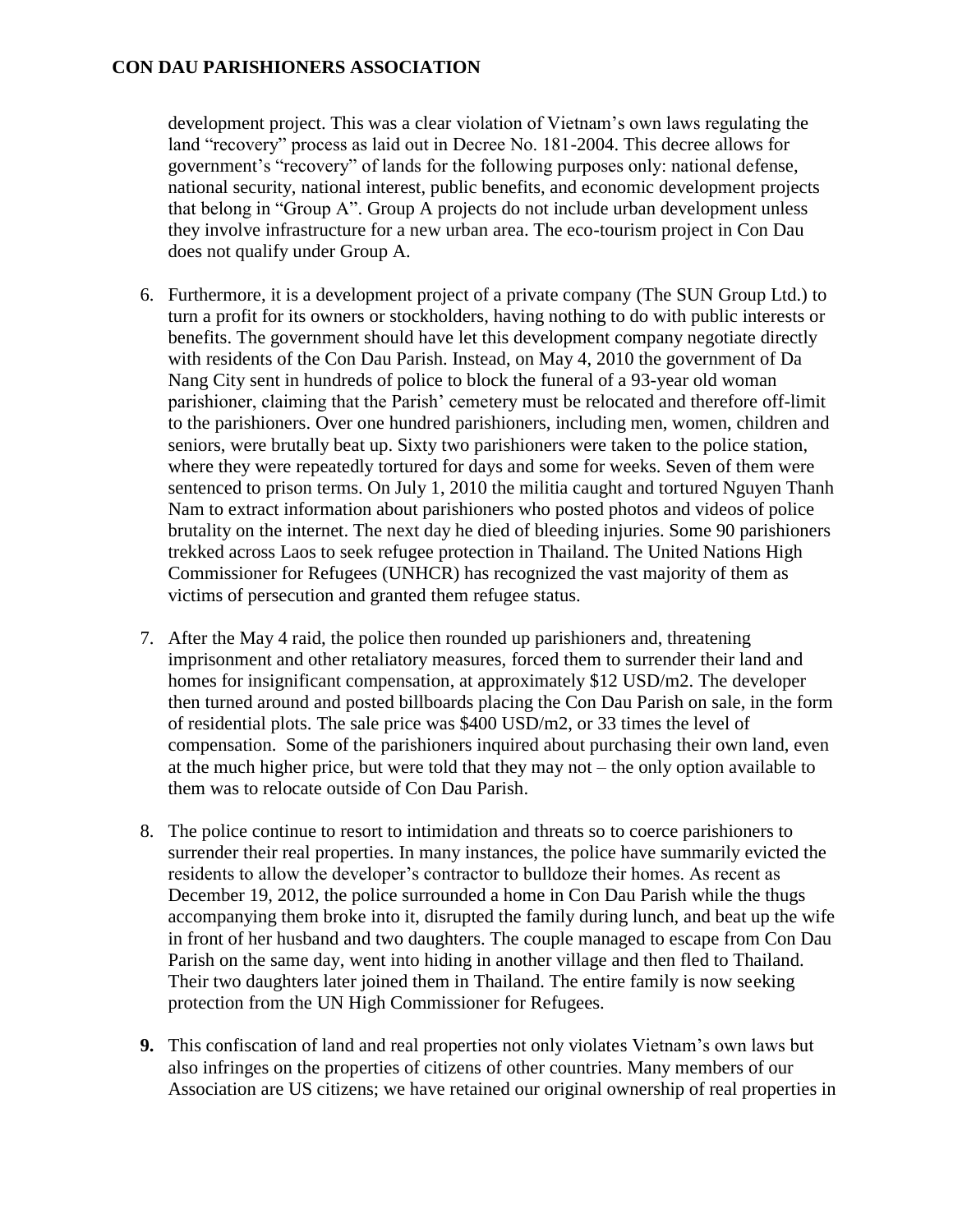development project. This was a clear violation of Vietnam's own laws regulating the land "recovery" process as laid out in Decree No. 181-2004. This decree allows for government's "recovery" of lands for the following purposes only: national defense, national security, national interest, public benefits, and economic development projects that belong in "Group A". Group A projects do not include urban development unless they involve infrastructure for a new urban area. The eco-tourism project in Con Dau does not qualify under Group A.

6. Furthermore, it is a development project of a private company (The SUN Group Ltd.) to turn a profit for its owners or stockholders, having nothing to do with public interests or benefits. The government should have let this development company negotiate directly with residents of the Con Dau Parish. Instead, on May 4, 2010 the government of Da Nang City sent in hundreds of police to block the funeral of a 93-year old woman parishioner, claiming that the Parish' cemetery must be relocated and therefore off-limit to the parishioners. Over one hundred parishioners, including men, women, children and seniors, were brutally beat up. Sixty two parishioners were taken to the police station, where they were repeatedly tortured for days and some for weeks. Seven of them were sentenced to prison terms. On July 1, 2010 the militia caught and tortured Nguyen Thanh Nam to extract information about parishioners who posted photos and videos of police brutality on the internet. The next day he died of bleeding injuries. Some 90 parishioners trekked across Laos to seek refugee protection in Thailand. The United Nations High Commissioner for Refugees (UNHCR) has recognized the vast majority of them as victims of persecution and granted them refugee status.

7. After the May 4 raid, the police then rounded up parishioners and, threatening imprisonment and other retaliatory measures, forced them to surrender their land and homes for insignificant compensation, at approximately \$12 USD/m2. The developer then turned around and posted billboards placing the Con Dau Parish on sale, in the form of residential plots. The sale price was \$400 USD/m2, or 33 times the level of compensation. Some of the parishioners inquired about purchasing their own land, even at the much higher price, but were told that they may not – the only option available to them was to relocate outside of Con Dau Parish.

8. The police continue to resort to intimidation and threats so to coerce parishioners to surrender their real properties. In many instances, the police have summarily evicted the residents to allow the developer's contractor to bulldoze their homes. As recent as December 19, 2012, the police surrounded a home in Con Dau Parish while the thugs accompanying them broke into it, disrupted the family during lunch, and beat up the wife in front of her husband and two daughters. The couple managed to escape from Con Dau Parish on the same day, went into hiding in another village and then fled to Thailand. Their two daughters later joined them in Thailand. The entire family is now seeking protection from the UN High Commissioner for Refugees.

9. This confiscation of land and real properties not only violates Vietnam's own laws but also infringes on the properties of citizens of other countries. Many members of our Association are US citizens; we have retained our original ownership of real properties in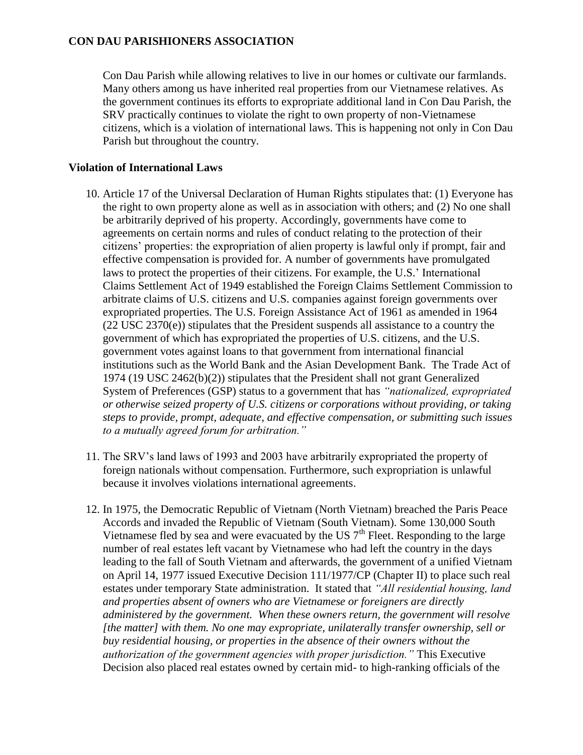Con Dau Parish while allowing relatives to live in our homes or cultivate our farmlands. Many others among us have inherited real properties from our Vietnamese relatives. As the government continues its efforts to expropriate additional land in Con Dau Parish, the SRV practically continues to violate the right to own property of non-Vietnamese citizens, which is a violation of international laws. This is happening not only in Con Dau Parish but throughout the country.

**Violation of International Laws**

10. Article 17 of the Universal Declaration of Human Rights stipulates that: (1) Everyone has the right to own property alone as well as in association with others; and (2) No one shall be arbitrarily deprived of his property. Accordingly, governments have come to agreements on certain norms and rules of conduct relating to the protection of their citizens' properties: the expropriation of alien property is lawful only if prompt, fair and effective compensation is provided for. A number of governments have promulgated laws to protect the properties of their citizens. For example, the U.S.' International Claims Settlement Act of 1949 established the Foreign Claims Settlement Commission to arbitrate claims of U.S. citizens and U.S. companies against foreign governments over expropriated properties. The U.S. Foreign Assistance Act of 1961 as amended in 1964 (22 USC 2370(e)) stipulates that the President suspends all assistance to a country the government of which has expropriated the properties of U.S. citizens, and the U.S. government votes against loans to that government from international financial institutions such as the World Bank and the Asian Development Bank. The Trade Act of 1974 (19 USC 2462(b)(2)) stipulates that the President shall not grant Generalized System of Preferences (GSP) status to a government that has *"nationalized, expropriated or otherwise seized property of U.S. citizens or corporations without providing, or taking steps to provide, prompt, adequate, and effective compensation, or submitting such issues to a mutually agreed forum for arbitration."*

11. The SRV's land laws of 1993 and 2003 have arbitrarily expropriated the property of foreign nationals without compensation. Furthermore, such expropriation is unlawful because it involves violations international agreements.

12. In 1975, the Democratic Republic of Vietnam (North Vietnam) breached the Paris Peace Accords and invaded the Republic of Vietnam (South Vietnam). Some 130,000 South Vietnamese fled by sea and were evacuated by the US 7th Fleet. Responding to the large number of real estates left vacant by Vietnamese who had left the country in the days leading to the fall of South Vietnam and afterwards, the government of a unified Vietnam on April 14, 1977 issued Executive Decision 111/1977/CP (Chapter II) to place such real estates under temporary State administration. It stated that *"All residential housing, land and properties absent of owners who are Vietnamese or foreigners are directly administered by the government. When these owners return, the government will resolve [the matter] with them. No one may expropriate, unilaterally transfer ownership, sell or buy residential housing, or properties in the absence of their owners without the authorization of the government agencies with proper jurisdiction."* This Executive Decision also placed real estates owned by certain mid- to high-ranking officials of the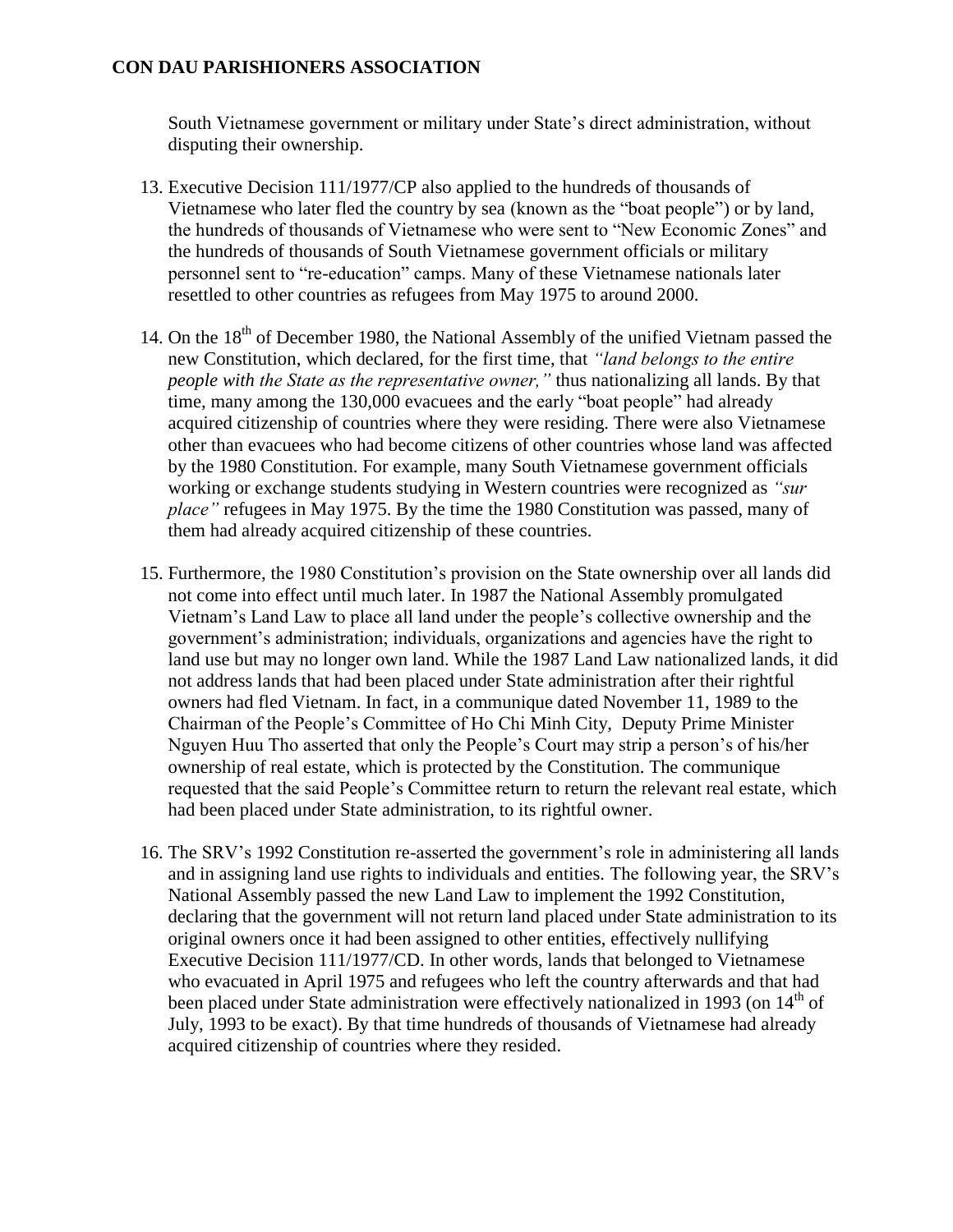South Vietnamese government or military under State's direct administration, without disputing their ownership.

13. Executive Decision 111/1977/CP also applied to the hundreds of thousands of Vietnamese who later fled the country by sea (known as the "boat people") or by land, the hundreds of thousands of Vietnamese who were sent to "New Economic Zones" and the hundreds of thousands of South Vietnamese government officials or military personnel sent to "re-education" camps. Many of these Vietnamese nationals later resettled to other countries as refugees from May 1975 to around 2000.

14. On the 18th of December 1980, the National Assembly of the unified Vietnam passed the new Constitution, which declared, for the first time, that *"land belongs to the entire people with the State as the representative owner,"* thus nationalizing all lands. By that time, many among the 130,000 evacuees and the early "boat people" had already acquired citizenship of countries where they were residing. There were also Vietnamese other than evacuees who had become citizens of other countries whose land was affected by the 1980 Constitution. For example, many South Vietnamese government officials working or exchange students studying in Western countries were recognized as *"sur place"* refugees in May 1975. By the time the 1980 Constitution was passed, many of them had already acquired citizenship of these countries.

15. Furthermore, the 1980 Constitution's provision on the State ownership over all lands did not come into effect until much later. In 1987 the National Assembly promulgated Vietnam's Land Law to place all land under the people's collective ownership and the government's administration; individuals, organizations and agencies have the right to land use but may no longer own land. While the 1987 Land Law nationalized lands, it did not address lands that had been placed under State administration after their rightful owners had fled Vietnam. In fact, in a communique dated November 11, 1989 to the Chairman of the People's Committee of Ho Chi Minh City, Deputy Prime Minister Nguyen Huu Tho asserted that only the People's Court may strip a person's of his/her ownership of real estate, which is protected by the Constitution. The communique requested that the said People's Committee return to return the relevant real estate, which had been placed under State administration, to its rightful owner.

16. The SRV's 1992 Constitution re-asserted the government's role in administering all lands and in assigning land use rights to individuals and entities. The following year, the SRV's National Assembly passed the new Land Law to implement the 1992 Constitution, declaring that the government will not return land placed under State administration to its original owners once it had been assigned to other entities, effectively nullifying Executive Decision 111/1977/CD. In other words, lands that belonged to Vietnamese who evacuated in April 1975 and refugees who left the country afterwards and that had been placed under State administration were effectively nationalized in 1993 (on 14th of July, 1993 to be exact). By that time hundreds of thousands of Vietnamese had already acquired citizenship of countries where they resided.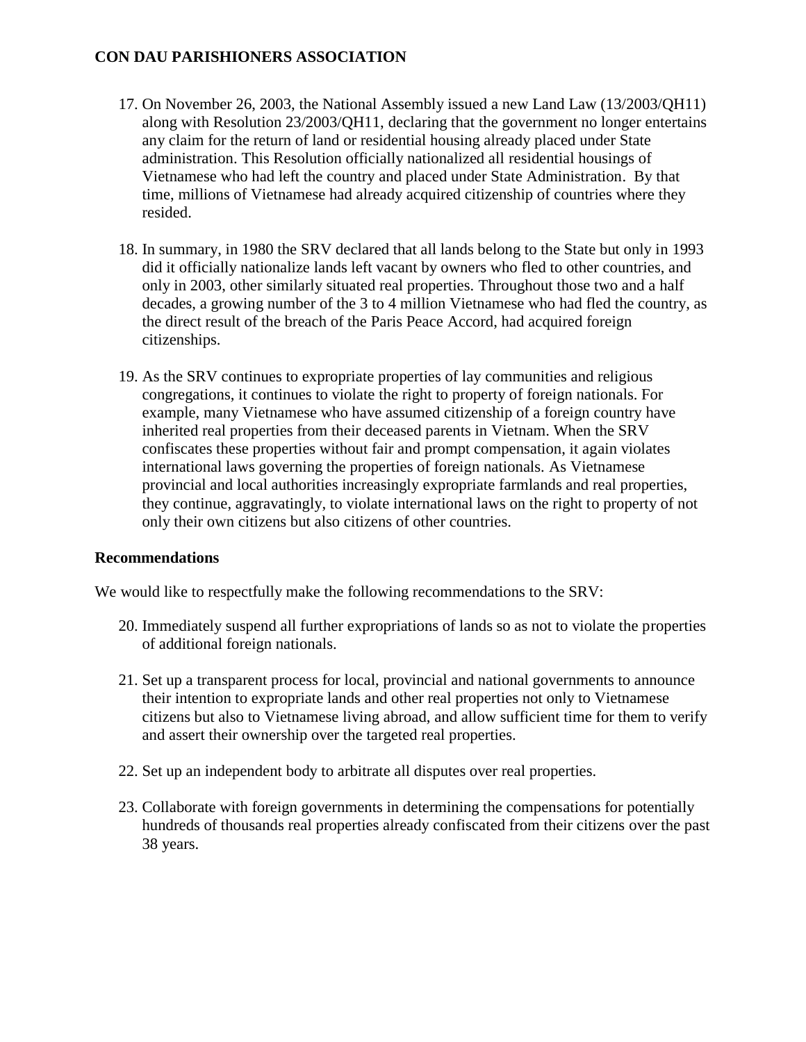17. On November 26, 2003, the National Assembly issued a new Land Law (13/2003/QH11) along with Resolution 23/2003/QH11, declaring that the government no longer entertains any claim for the return of land or residential housing already placed under State administration. This Resolution officially nationalized all residential housings of Vietnamese who had left the country and placed under State Administration. By that time, millions of Vietnamese had already acquired citizenship of countries where they resided.

18. In summary, in 1980 the SRV declared that all lands belong to the State but only in 1993 did it officially nationalize lands left vacant by owners who fled to other countries, and only in 2003, other similarly situated real properties. Throughout those two and a half decades, a growing number of the 3 to 4 million Vietnamese who had fled the country, as the direct result of the breach of the Paris Peace Accord, had acquired foreign citizenships.

19. As the SRV continues to expropriate properties of lay communities and religious congregations, it continues to violate the right to property of foreign nationals. For example, many Vietnamese who have assumed citizenship of a foreign country have inherited real properties from their deceased parents in Vietnam. When the SRV confiscates these properties without fair and prompt compensation, it again violates international laws governing the properties of foreign nationals. As Vietnamese provincial and local authorities increasingly expropriate farmlands and real properties, they continue, aggravatingly, to violate international laws on the right to property of not only their own citizens but also citizens of other countries.

**Recommendations**

We would like to respectfully make the following recommendations to the SRV:

20. Immediately suspend all further expropriations of lands so as not to violate the properties of additional foreign nationals.

21. Set up a transparent process for local, provincial and national governments to announce their intention to expropriate lands and other real properties not only to Vietnamese citizens but also to Vietnamese living abroad, and allow sufficient time for them to verify and assert their ownership over the targeted real properties.

22. Set up an independent body to arbitrate all disputes over real properties.

23. Collaborate with foreign governments in determining the compensations for potentially hundreds of thousands real properties already confiscated from their citizens over the past 38 years.